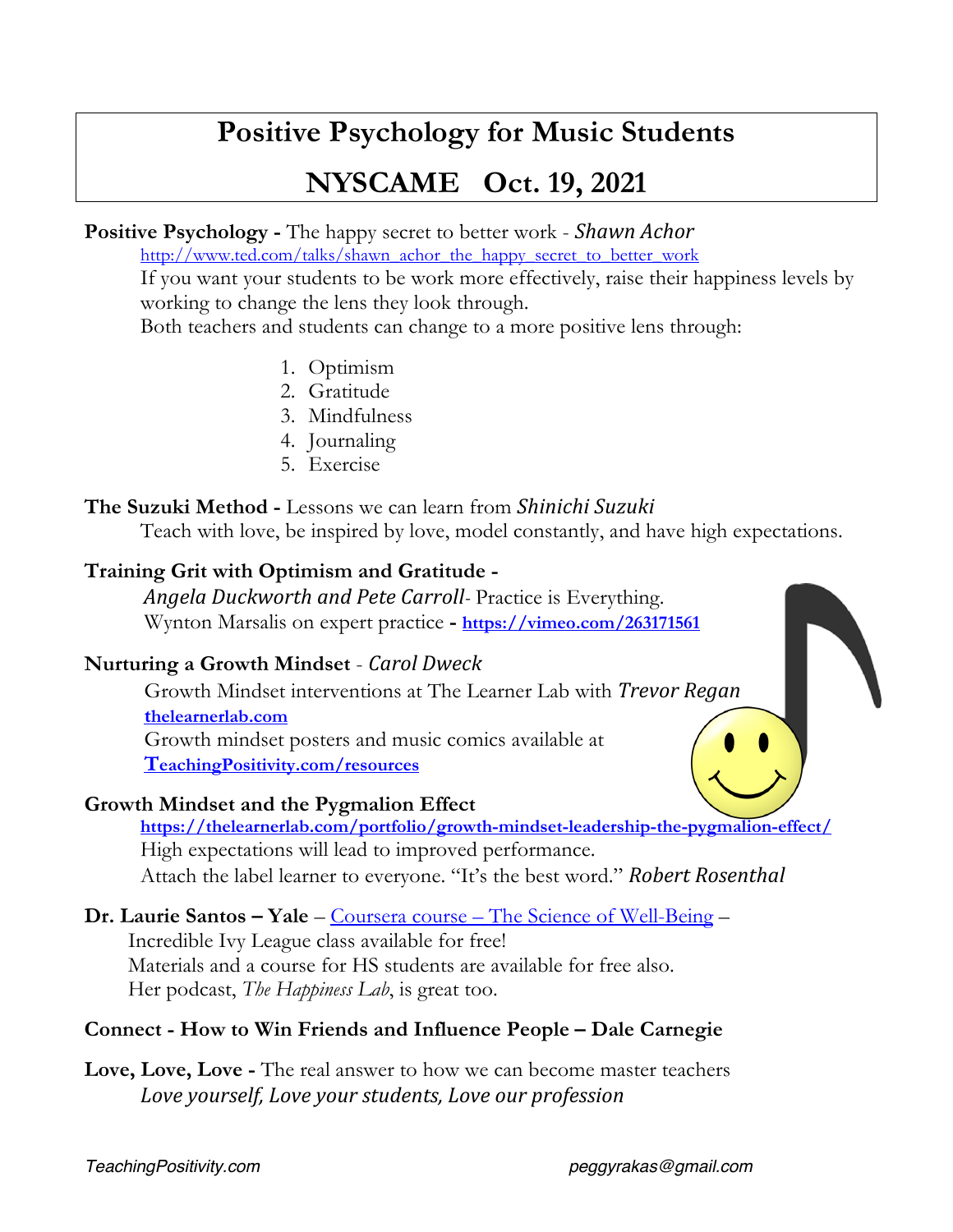# Positive Psychology for Music Students

## NYSCAME Oct. 19, 2021

**Positive Psychology -** The happy secret to better work - *Shawn Achor*

http://www.ted.com/talks/shawn_achor_the_happy_secret_to_better_work

If you want your students to be work more effectively, raise their happiness levels by working to change the lens they look through.

Both teachers and students can change to a more positive lens through:

1. Optimism
2. Gratitude
3. Mindfulness
4. Journaling
5. Exercise

**The Suzuki Method -** Lessons we can learn from *Shinichi Suzuki*

Teach with love, be inspired by love, model constantly, and have high expectations.

**Training Grit with Optimism and Gratitude -**

*Angela Duckworth and Pete Carroll*- Practice is Everything.

Wynton Marsalis on expert practice **- https://vimeo.com/263171561**

**Nurturing a Growth Mindset** - *Carol Dweck*

Growth Mindset interventions at The Learner Lab with *Trevor Regan*

**thelearnerlab.com**

Growth mindset posters and music comics available at

**TeachingPositivity.com/resources**

**Growth Mindset and the Pygmalion Effect**

**https://thelearnerlab.com/portfolio/growth-mindset-leadership-the-pygmalion-effect/**

High expectations will lead to improved performance.

Attach the label learner to everyone. "It's the best word." *Robert Rosenthal*

**Dr. Laurie Santos – Yale** – Coursera course – The Science of Well-Being –

Incredible Ivy League class available for free!

Materials and a course for HS students are available for free also.

Her podcast, *The Happiness Lab*, is great too.

**Connect - How to Win Friends and Influence People – Dale Carnegie**

**Love, Love, Love -** The real answer to how we can become master teachers

*Love yourself, Love your students, Love our profession*

*TeachingPositivity.com* *peggyrakas@gmail.com*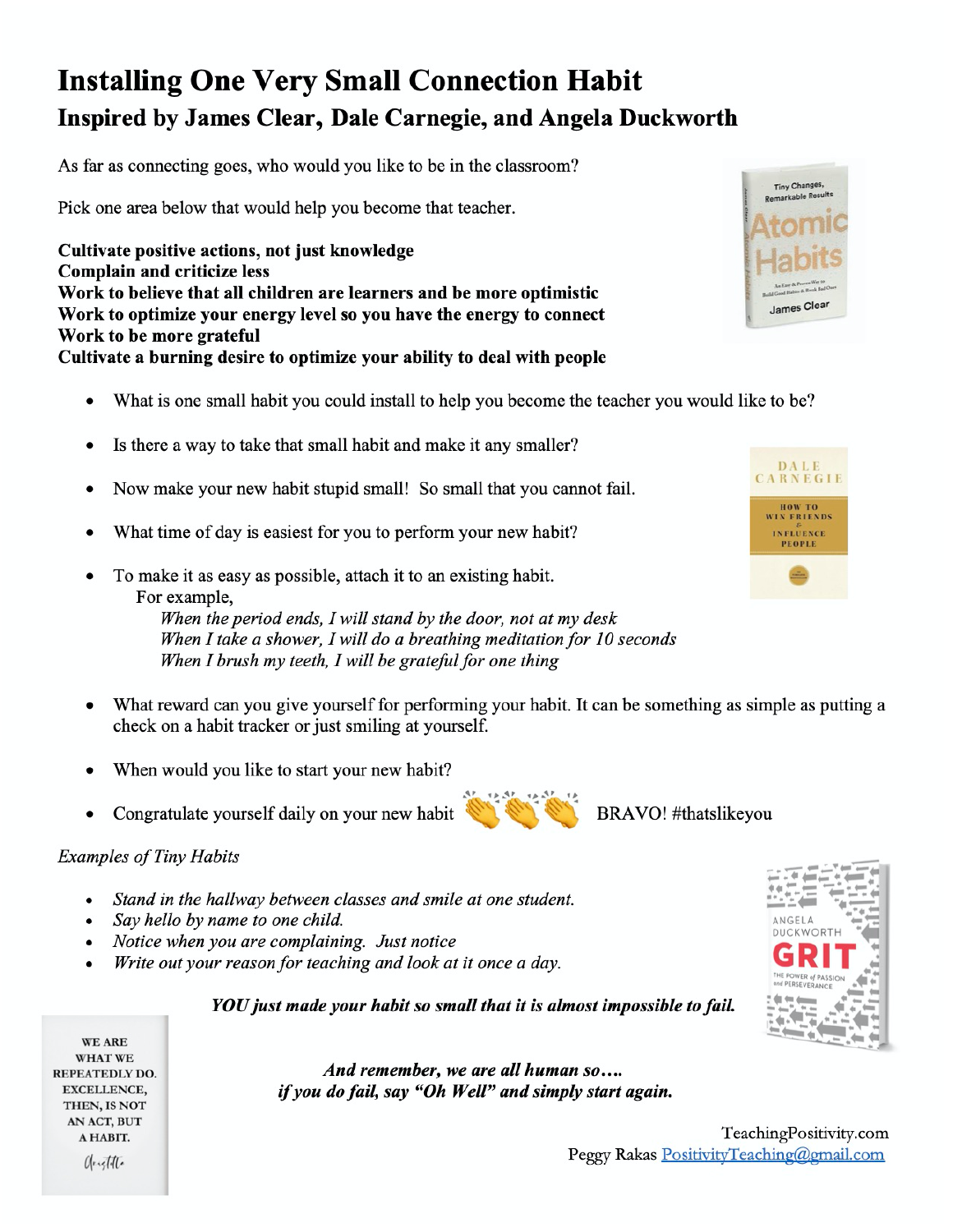# Installing One Very Small Connection Habit

## Inspired by James Clear, Dale Carnegie, and Angela Duckworth

As far as connecting goes, who would you like to be in the classroom?

Pick one area below that would help you become that teacher.

**Cultivate positive actions, not just knowledge**
**Complain and criticize less**
**Work to believe that all children are learners and be more optimistic**
**Work to optimize your energy level so you have the energy to connect**
**Work to be more grateful**
**Cultivate a burning desire to optimize your ability to deal with people**

- What is one small habit you could install to help you become the teacher you would like to be?
- Is there a way to take that small habit and make it any smaller?
- Now make your new habit stupid small! So small that you cannot fail.
- What time of day is easiest for you to perform your new habit?
- To make it as easy as possible, attach it to an existing habit.
  For example,
  *When the period ends, I will stand by the door, not at my desk*
  *When I take a shower, I will do a breathing meditation for 10 seconds*
  *When I brush my teeth, I will be grateful for one thing*
- What reward can you give yourself for performing your habit. It can be something as simple as putting a check on a habit tracker or just smiling at yourself.
- When would you like to start your new habit?
- Congratulate yourself daily on your new habit 👏👏👏 BRAVO! #thatslikeyou

*Examples of Tiny Habits*

- *Stand in the hallway between classes and smile at one student.*
- *Say hello by name to one child.*
- *Notice when you are complaining. Just notice*
- *Write out your reason for teaching and look at it once a day.*

***YOU just made your habit so small that it is almost impossible to fail.***

***And remember, we are all human so….***
***if you do fail, say "Oh Well" and simply start again.***

WE ARE WHAT WE REPEATEDLY DO. EXCELLENCE, THEN, IS NOT AN ACT, BUT A HABIT.
Aristotle

TeachingPositivity.com
Peggy Rakas PositivityTeaching@gmail.com